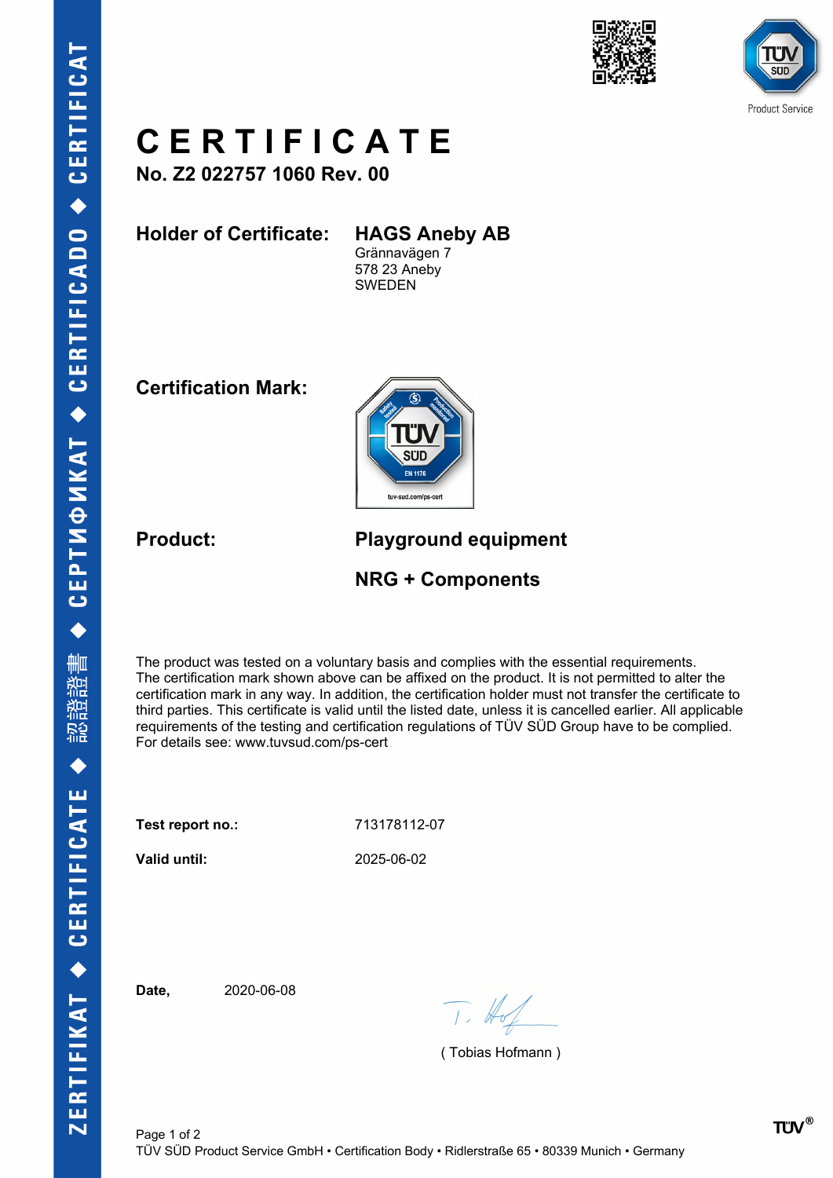# CERTIFICATE

**No. Z2 022757 1060 Rev. 00**

**Holder of Certificate:** **HAGS Aneby AB**
Grännavägen 7
578 23 Aneby
SWEDEN

**Certification Mark:**

**Product:** **Playground equipment**

**NRG + Components**

The product was tested on a voluntary basis and complies with the essential requirements. The certification mark shown above can be affixed on the product. It is not permitted to alter the certification mark in any way. In addition, the certification holder must not transfer the certificate to third parties. This certificate is valid until the listed date, unless it is cancelled earlier. All applicable requirements of the testing and certification regulations of TÜV SÜD Group have to be complied. For details see: www.tuvsud.com/ps-cert

**Test report no.:** 713178112-07

**Valid until:** 2025-06-02

**Date,** 2020-06-08

( Tobias Hofmann )

TÜV SÜD Product Service GmbH • Certification Body • Ridlerstraße 65 • 80339 Munich • Germany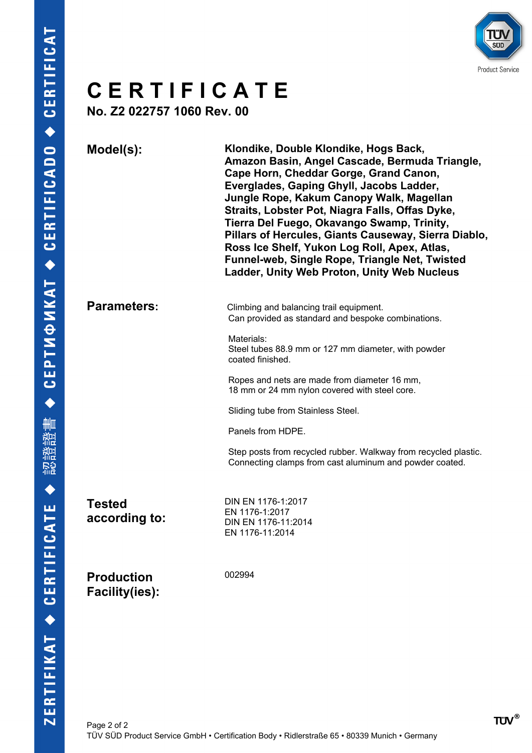# CERTIFICATE

**No. Z2 022757 1060 Rev. 00**

| | |
|---|---|
| **Model(s):** | **Klondike, Double Klondike, Hogs Back, Amazon Basin, Angel Cascade, Bermuda Triangle, Cape Horn, Cheddar Gorge, Grand Canon, Everglades, Gaping Ghyll, Jacobs Ladder, Jungle Rope, Kakum Canopy Walk, Magellan Straits, Lobster Pot, Niagra Falls, Offas Dyke, Tierra Del Fuego, Okavango Swamp, Trinity, Pillars of Hercules, Giants Causeway, Sierra Diablo, Ross Ice Shelf, Yukon Log Roll, Apex, Atlas, Funnel-web, Single Rope, Triangle Net, Twisted Ladder, Unity Web Proton, Unity Web Nucleus** |
| **Parameters:** | Climbing and balancing trail equipment.<br>Can provided as standard and bespoke combinations.<br><br>Materials:<br>Steel tubes 88.9 mm or 127 mm diameter, with powder coated finished.<br><br>Ropes and nets are made from diameter 16 mm, 18 mm or 24 mm nylon covered with steel core.<br><br>Sliding tube from Stainless Steel.<br><br>Panels from HDPE.<br><br>Step posts from recycled rubber. Walkway from recycled plastic.<br>Connecting clamps from cast aluminum and powder coated. |
| **Tested according to:** | DIN EN 1176-1:2017<br>EN 1176-1:2017<br>DIN EN 1176-11:2014<br>EN 1176-11:2014 |
| **Production Facility(ies):** | 002994 |

TÜV SÜD Product Service GmbH • Certification Body • Ridlerstraße 65 • 80339 Munich • Germany